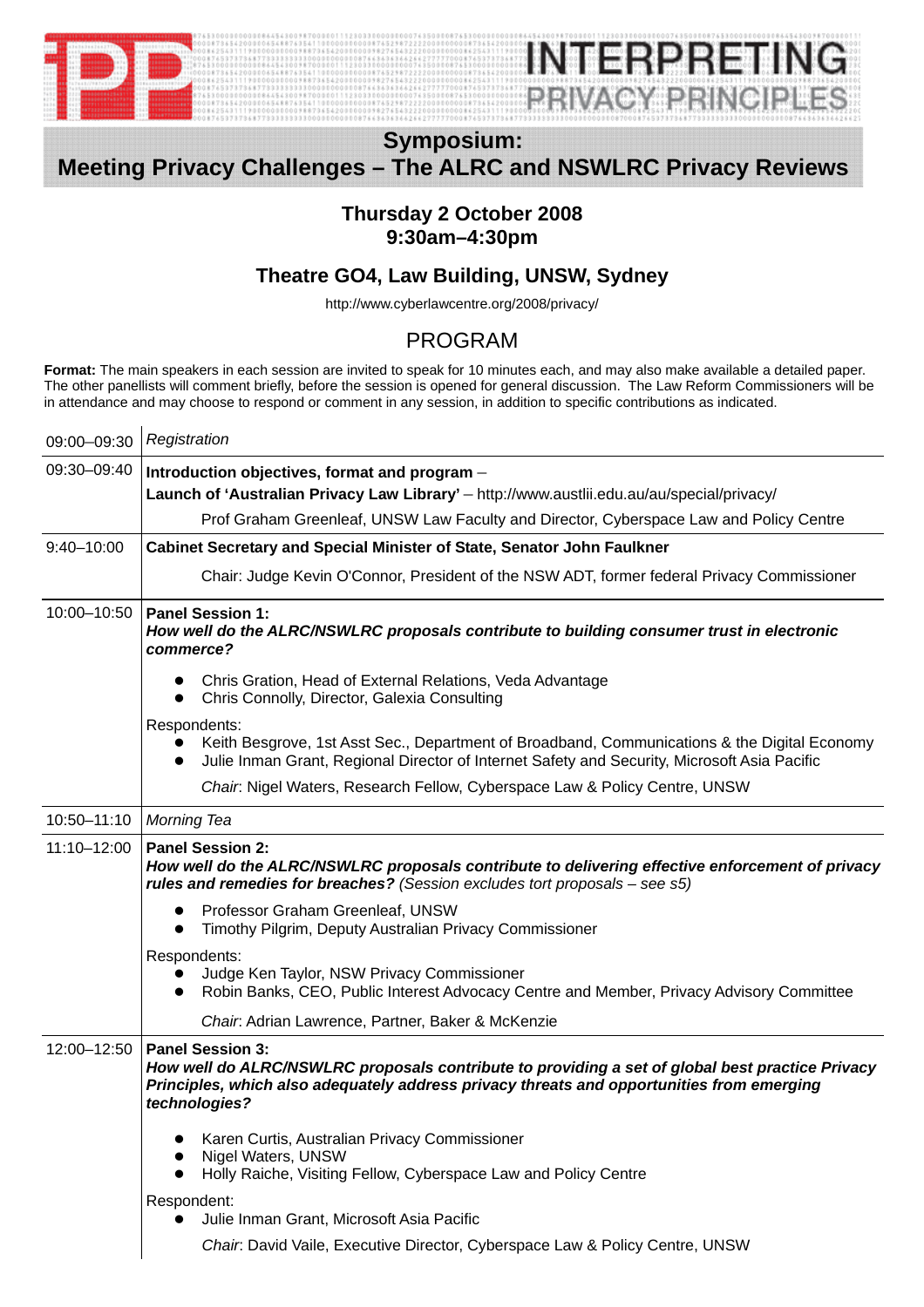# INTERPRETING PRIVACY PRINCIPLES

## Symposium:
## Meeting Privacy Challenges – The ALRC and NSWLRC Privacy Reviews

### Thursday 2 October 2008
### 9:30am–4:30pm

### Theatre GO4, Law Building, UNSW, Sydney

http://www.cyberlawcentre.org/2008/privacy/

## PROGRAM

**Format:** The main speakers in each session are invited to speak for 10 minutes each, and may also make available a detailed paper. The other panellists will comment briefly, before the session is opened for general discussion. The Law Reform Commissioners will be in attendance and may choose to respond or comment in any session, in addition to specific contributions as indicated.

| | |
|---|---|
| 09:00–09:30 | *Registration* |
| 09:30–09:40 | **Introduction objectives, format and program** – **Launch of 'Australian Privacy Law Library'** – http://www.austlii.edu.au/au/special/privacy/<br>Prof Graham Greenleaf, UNSW Law Faculty and Director, Cyberspace Law and Policy Centre |
| 9:40–10:00 | **Cabinet Secretary and Special Minister of State, Senator John Faulkner**<br>Chair: Judge Kevin O'Connor, President of the NSW ADT, former federal Privacy Commissioner |
| 10:00–10:50 | **Panel Session 1:** ***How well do the ALRC/NSWLRC proposals contribute to building consumer trust in electronic commerce?***<br>• Chris Gration, Head of External Relations, Veda Advantage<br>• Chris Connolly, Director, Galexia Consulting<br>Respondents:<br>• Keith Besgrove, 1st Asst Sec., Department of Broadband, Communications & the Digital Economy<br>• Julie Inman Grant, Regional Director of Internet Safety and Security, Microsoft Asia Pacific<br>*Chair*: Nigel Waters, Research Fellow, Cyberspace Law & Policy Centre, UNSW |
| 10:50–11:10 | *Morning Tea* |
| 11:10–12:00 | **Panel Session 2:** ***How well do the ALRC/NSWLRC proposals contribute to delivering effective enforcement of privacy rules and remedies for breaches?*** *(Session excludes tort proposals – see s5)*<br>• Professor Graham Greenleaf, UNSW<br>• Timothy Pilgrim, Deputy Australian Privacy Commissioner<br>Respondents:<br>• Judge Ken Taylor, NSW Privacy Commissioner<br>• Robin Banks, CEO, Public Interest Advocacy Centre and Member, Privacy Advisory Committee<br>*Chair*: Adrian Lawrence, Partner, Baker & McKenzie |
| 12:00–12:50 | **Panel Session 3:** ***How well do ALRC/NSWLRC proposals contribute to providing a set of global best practice Privacy Principles, which also adequately address privacy threats and opportunities from emerging technologies?***<br>• Karen Curtis, Australian Privacy Commissioner<br>• Nigel Waters, UNSW<br>• Holly Raiche, Visiting Fellow, Cyberspace Law and Policy Centre<br>Respondent:<br>• Julie Inman Grant, Microsoft Asia Pacific<br>*Chair*: David Vaile, Executive Director, Cyberspace Law & Policy Centre, UNSW |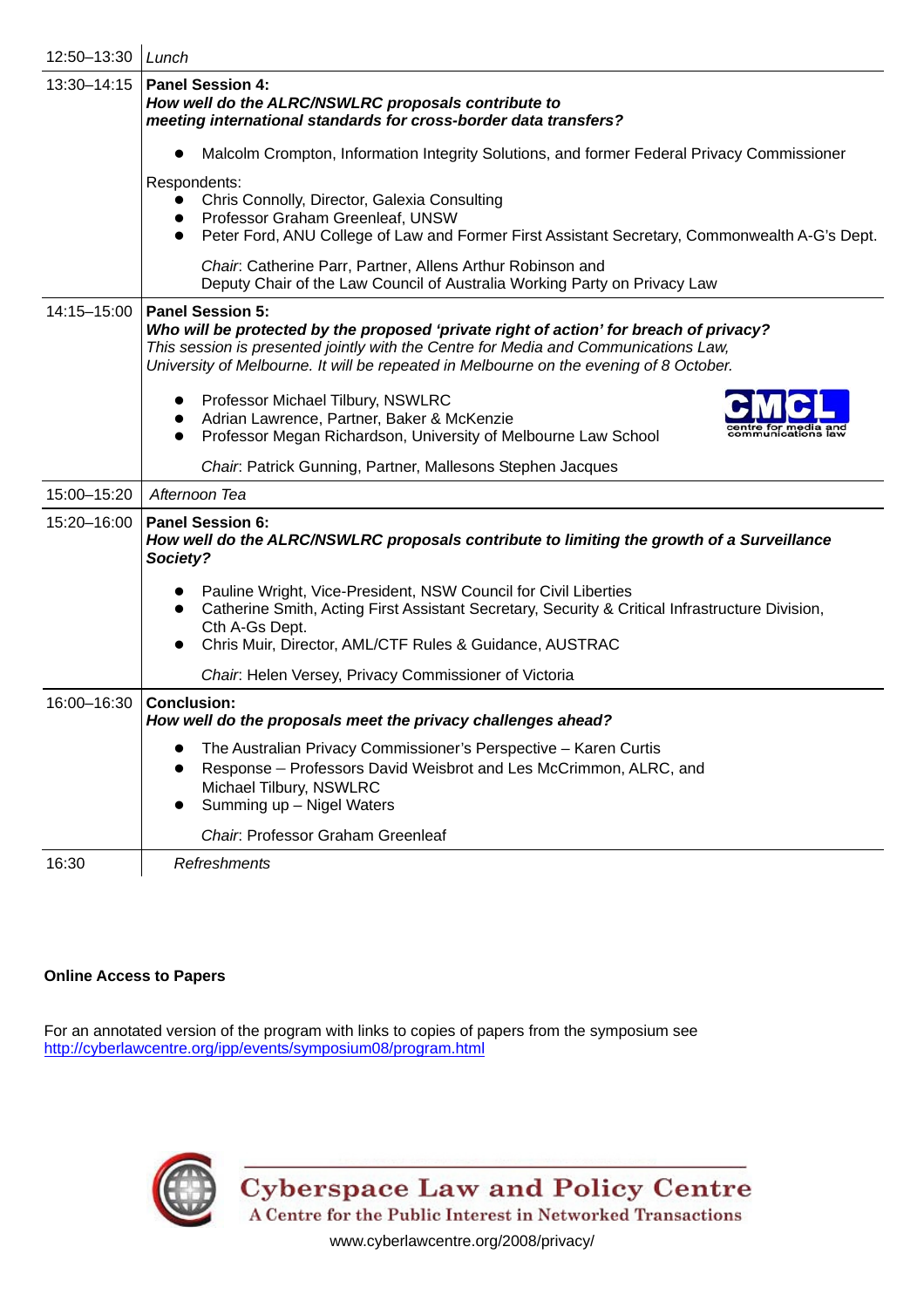| | |
|---|---|
| 12:50–13:30 | *Lunch* |
| 13:30–14:15 | **Panel Session 4:** ***How well do the ALRC/NSWLRC proposals contribute to meeting international standards for cross-border data transfers?*** <br>• Malcolm Crompton, Information Integrity Solutions, and former Federal Privacy Commissioner <br>Respondents: <br>• Chris Connolly, Director, Galexia Consulting <br>• Professor Graham Greenleaf, UNSW <br>• Peter Ford, ANU College of Law and Former First Assistant Secretary, Commonwealth A-G's Dept. <br>*Chair*: Catherine Parr, Partner, Allens Arthur Robinson and Deputy Chair of the Law Council of Australia Working Party on Privacy Law |
| 14:15–15:00 | **Panel Session 5:** ***Who will be protected by the proposed 'private right of action' for breach of privacy?*** *This session is presented jointly with the Centre for Media and Communications Law, University of Melbourne. It will be repeated in Melbourne on the evening of 8 October.* <br>• Professor Michael Tilbury, NSWLRC <br>• Adrian Lawrence, Partner, Baker & McKenzie <br>• Professor Megan Richardson, University of Melbourne Law School <br>CMCL centre for media and communications law <br>*Chair*: Patrick Gunning, Partner, Mallesons Stephen Jacques |
| 15:00–15:20 | *Afternoon Tea* |
| 15:20–16:00 | **Panel Session 6:** ***How well do the ALRC/NSWLRC proposals contribute to limiting the growth of a Surveillance Society?*** <br>• Pauline Wright, Vice-President, NSW Council for Civil Liberties <br>• Catherine Smith, Acting First Assistant Secretary, Security & Critical Infrastructure Division, Cth A-Gs Dept. <br>• Chris Muir, Director, AML/CTF Rules & Guidance, AUSTRAC <br>*Chair*: Helen Versey, Privacy Commissioner of Victoria |
| 16:00–16:30 | **Conclusion:** ***How well do the proposals meet the privacy challenges ahead?*** <br>• The Australian Privacy Commissioner's Perspective – Karen Curtis <br>• Response – Professors David Weisbrot and Les McCrimmon, ALRC, and Michael Tilbury, NSWLRC <br>• Summing up – Nigel Waters <br>*Chair*: Professor Graham Greenleaf |
| 16:30 | *Refreshments* |

**Online Access to Papers**

For an annotated version of the program with links to copies of papers from the symposium see http://cyberlawcentre.org/ipp/events/symposium08/program.html

**Cyberspace Law and Policy Centre**

A Centre for the Public Interest in Networked Transactions

www.cyberlawcentre.org/2008/privacy/